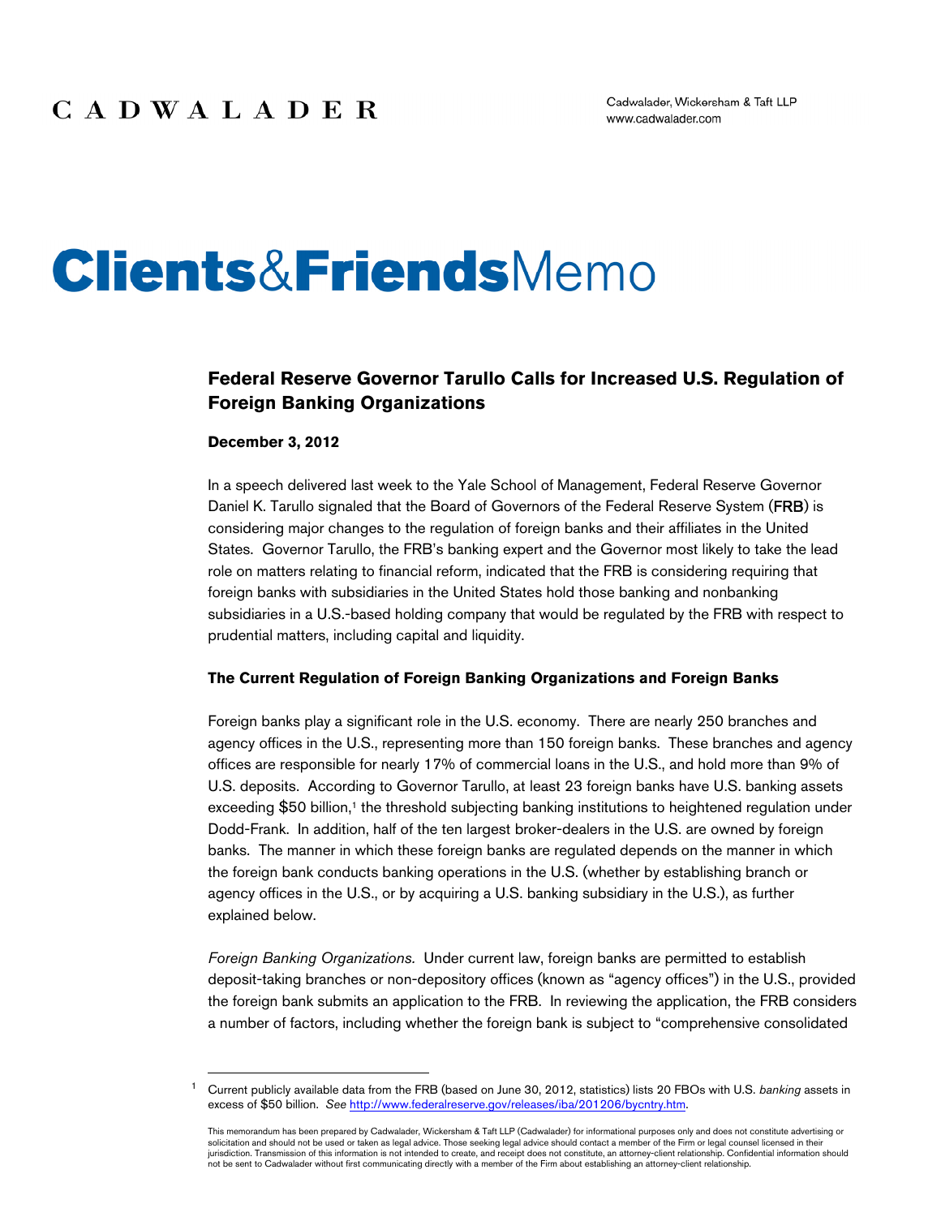CADWALADER

Cadwalader, Wickersham & Taft LLP
www.cadwalader.com

# Clients&FriendsMemo

## Federal Reserve Governor Tarullo Calls for Increased U.S. Regulation of Foreign Banking Organizations

**December 3, 2012**

In a speech delivered last week to the Yale School of Management, Federal Reserve Governor Daniel K. Tarullo signaled that the Board of Governors of the Federal Reserve System (**FRB**) is considering major changes to the regulation of foreign banks and their affiliates in the United States. Governor Tarullo, the FRB's banking expert and the Governor most likely to take the lead role on matters relating to financial reform, indicated that the FRB is considering requiring that foreign banks with subsidiaries in the United States hold those banking and nonbanking subsidiaries in a U.S.-based holding company that would be regulated by the FRB with respect to prudential matters, including capital and liquidity.

### The Current Regulation of Foreign Banking Organizations and Foreign Banks

Foreign banks play a significant role in the U.S. economy. There are nearly 250 branches and agency offices in the U.S., representing more than 150 foreign banks. These branches and agency offices are responsible for nearly 17% of commercial loans in the U.S., and hold more than 9% of U.S. deposits. According to Governor Tarullo, at least 23 foreign banks have U.S. banking assets exceeding $50 billion,[1] the threshold subjecting banking institutions to heightened regulation under Dodd-Frank. In addition, half of the ten largest broker-dealers in the U.S. are owned by foreign banks. The manner in which these foreign banks are regulated depends on the manner in which the foreign bank conducts banking operations in the U.S. (whether by establishing branch or agency offices in the U.S., or by acquiring a U.S. banking subsidiary in the U.S.), as further explained below.

*Foreign Banking Organizations.* Under current law, foreign banks are permitted to establish deposit-taking branches or non-depository offices (known as "agency offices") in the U.S., provided the foreign bank submits an application to the FRB. In reviewing the application, the FRB considers a number of factors, including whether the foreign bank is subject to "comprehensive consolidated

---

[1] Current publicly available data from the FRB (based on June 30, 2012, statistics) lists 20 FBOs with U.S. *banking* assets in excess of $50 billion. *See* http://www.federalreserve.gov/releases/iba/201206/bycntry.htm.

This memorandum has been prepared by Cadwalader, Wickersham & Taft LLP (Cadwalader) for informational purposes only and does not constitute advertising or solicitation and should not be used or taken as legal advice. Those seeking legal advice should contact a member of the Firm or legal counsel licensed in their jurisdiction. Transmission of this information is not intended to create, and receipt does not constitute, an attorney-client relationship. Confidential information should not be sent to Cadwalader without first communicating directly with a member of the Firm about establishing an attorney-client relationship.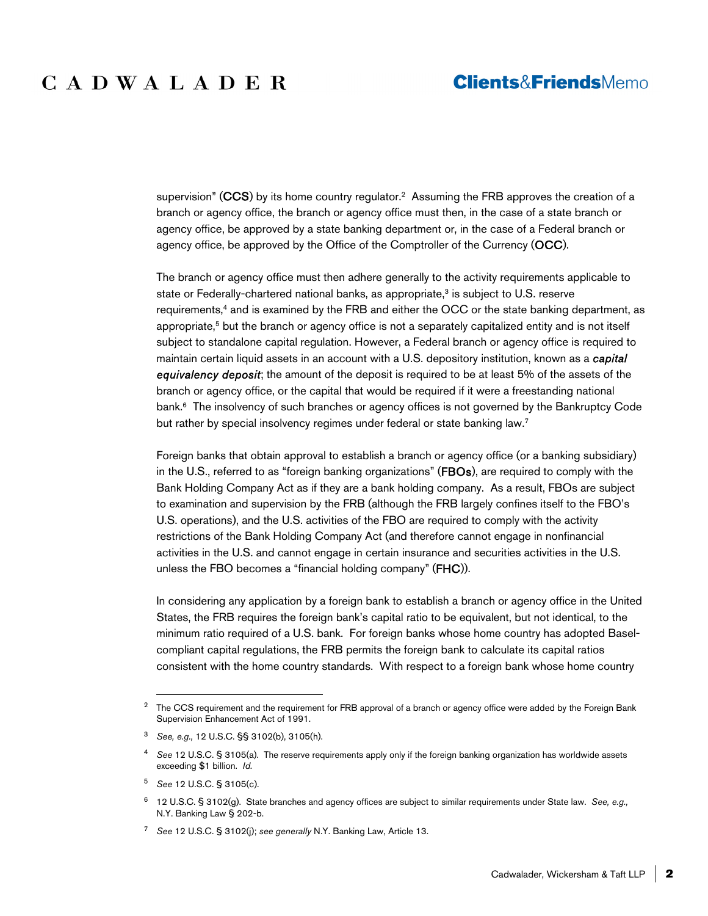supervision" (**CCS**) by its home country regulator.[2] Assuming the FRB approves the creation of a branch or agency office, the branch or agency office must then, in the case of a state branch or agency office, be approved by a state banking department or, in the case of a Federal branch or agency office, be approved by the Office of the Comptroller of the Currency (**OCC**).

The branch or agency office must then adhere generally to the activity requirements applicable to state or Federally-chartered national banks, as appropriate,[3] is subject to U.S. reserve requirements,[4] and is examined by the FRB and either the OCC or the state banking department, as appropriate,[5] but the branch or agency office is not a separately capitalized entity and is not itself subject to standalone capital regulation. However, a Federal branch or agency office is required to maintain certain liquid assets in an account with a U.S. depository institution, known as a ***capital equivalency deposit***; the amount of the deposit is required to be at least 5% of the assets of the branch or agency office, or the capital that would be required if it were a freestanding national bank.[6] The insolvency of such branches or agency offices is not governed by the Bankruptcy Code but rather by special insolvency regimes under federal or state banking law.[7]

Foreign banks that obtain approval to establish a branch or agency office (or a banking subsidiary) in the U.S., referred to as "foreign banking organizations" (**FBOs**), are required to comply with the Bank Holding Company Act as if they are a bank holding company. As a result, FBOs are subject to examination and supervision by the FRB (although the FRB largely confines itself to the FBO's U.S. operations), and the U.S. activities of the FBO are required to comply with the activity restrictions of the Bank Holding Company Act (and therefore cannot engage in nonfinancial activities in the U.S. and cannot engage in certain insurance and securities activities in the U.S. unless the FBO becomes a "financial holding company" (**FHC**)).

In considering any application by a foreign bank to establish a branch or agency office in the United States, the FRB requires the foreign bank's capital ratio to be equivalent, but not identical, to the minimum ratio required of a U.S. bank. For foreign banks whose home country has adopted Basel-compliant capital regulations, the FRB permits the foreign bank to calculate its capital ratios consistent with the home country standards. With respect to a foreign bank whose home country

---

[2] The CCS requirement and the requirement for FRB approval of a branch or agency office were added by the Foreign Bank Supervision Enhancement Act of 1991.

[3] *See, e.g.,* 12 U.S.C. §§ 3102(b), 3105(h).

[4] *See* 12 U.S.C. § 3105(a). The reserve requirements apply only if the foreign banking organization has worldwide assets exceeding $1 billion. *Id.*

[5] *See* 12 U.S.C. § 3105(c).

[6] 12 U.S.C. § 3102(g). State branches and agency offices are subject to similar requirements under State law. *See, e.g.,* N.Y. Banking Law § 202-b.

[7] *See* 12 U.S.C. § 3102(j); *see generally* N.Y. Banking Law, Article 13.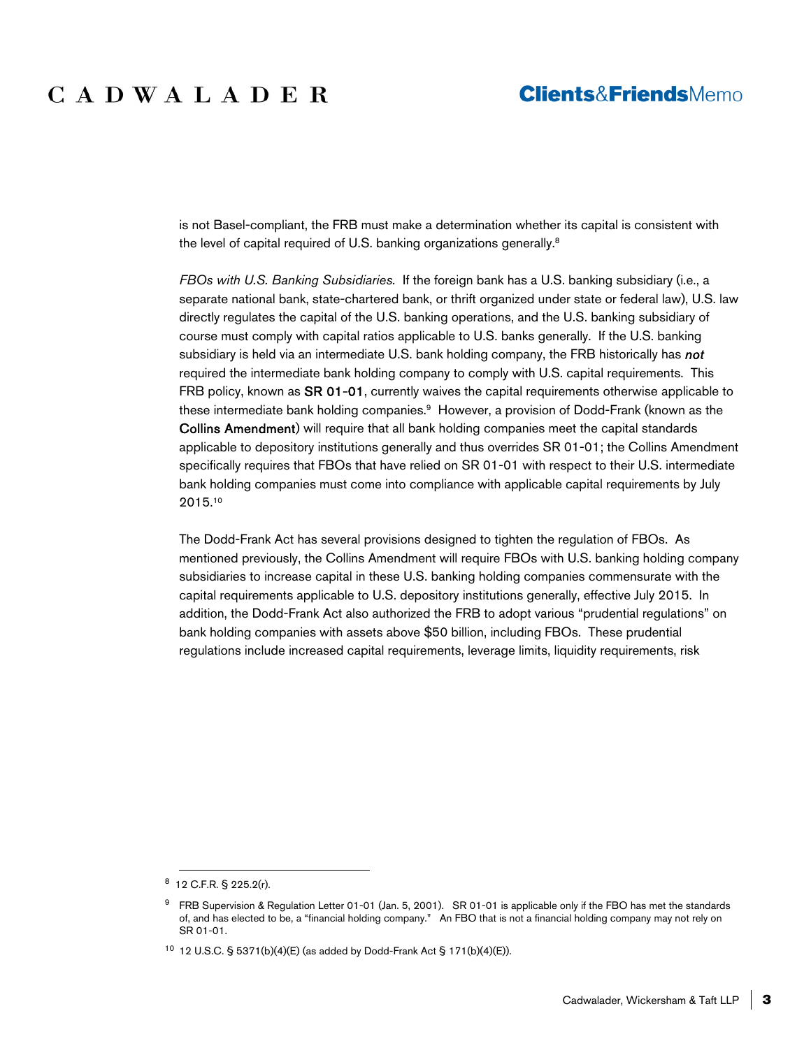is not Basel-compliant, the FRB must make a determination whether its capital is consistent with the level of capital required of U.S. banking organizations generally.[8]

*FBOs with U.S. Banking Subsidiaries*. If the foreign bank has a U.S. banking subsidiary (i.e., a separate national bank, state-chartered bank, or thrift organized under state or federal law), U.S. law directly regulates the capital of the U.S. banking operations, and the U.S. banking subsidiary of course must comply with capital ratios applicable to U.S. banks generally. If the U.S. banking subsidiary is held via an intermediate U.S. bank holding company, the FRB historically has ***not*** required the intermediate bank holding company to comply with U.S. capital requirements. This FRB policy, known as **SR 01-01**, currently waives the capital requirements otherwise applicable to these intermediate bank holding companies.[9] However, a provision of Dodd-Frank (known as the **Collins Amendment**) will require that all bank holding companies meet the capital standards applicable to depository institutions generally and thus overrides SR 01-01; the Collins Amendment specifically requires that FBOs that have relied on SR 01-01 with respect to their U.S. intermediate bank holding companies must come into compliance with applicable capital requirements by July 2015.[10]

The Dodd-Frank Act has several provisions designed to tighten the regulation of FBOs. As mentioned previously, the Collins Amendment will require FBOs with U.S. banking holding company subsidiaries to increase capital in these U.S. banking holding companies commensurate with the capital requirements applicable to U.S. depository institutions generally, effective July 2015. In addition, the Dodd-Frank Act also authorized the FRB to adopt various "prudential regulations" on bank holding companies with assets above $50 billion, including FBOs. These prudential regulations include increased capital requirements, leverage limits, liquidity requirements, risk

---

[8] 12 C.F.R. § 225.2(r).

[9] FRB Supervision & Regulation Letter 01-01 (Jan. 5, 2001). SR 01-01 is applicable only if the FBO has met the standards of, and has elected to be, a "financial holding company." An FBO that is not a financial holding company may not rely on SR 01-01.

[10] 12 U.S.C. § 5371(b)(4)(E) (as added by Dodd-Frank Act § 171(b)(4)(E)).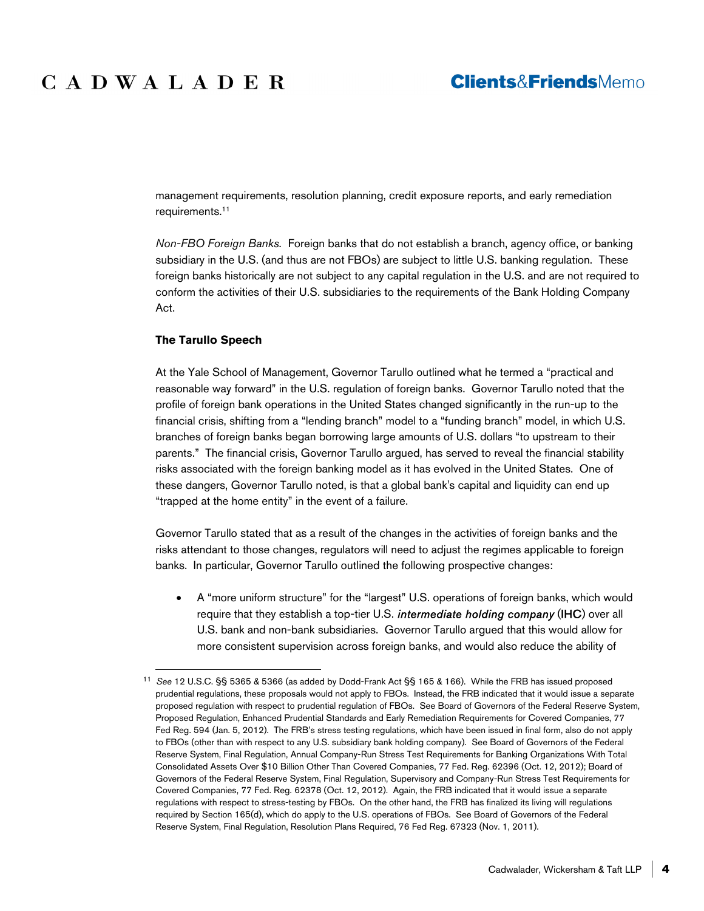management requirements, resolution planning, credit exposure reports, and early remediation requirements.[11]

*Non-FBO Foreign Banks.* Foreign banks that do not establish a branch, agency office, or banking subsidiary in the U.S. (and thus are not FBOs) are subject to little U.S. banking regulation. These foreign banks historically are not subject to any capital regulation in the U.S. and are not required to conform the activities of their U.S. subsidiaries to the requirements of the Bank Holding Company Act.

**The Tarullo Speech**

At the Yale School of Management, Governor Tarullo outlined what he termed a "practical and reasonable way forward" in the U.S. regulation of foreign banks. Governor Tarullo noted that the profile of foreign bank operations in the United States changed significantly in the run-up to the financial crisis, shifting from a "lending branch" model to a "funding branch" model, in which U.S. branches of foreign banks began borrowing large amounts of U.S. dollars "to upstream to their parents." The financial crisis, Governor Tarullo argued, has served to reveal the financial stability risks associated with the foreign banking model as it has evolved in the United States. One of these dangers, Governor Tarullo noted, is that a global bank's capital and liquidity can end up "trapped at the home entity" in the event of a failure.

Governor Tarullo stated that as a result of the changes in the activities of foreign banks and the risks attendant to those changes, regulators will need to adjust the regimes applicable to foreign banks. In particular, Governor Tarullo outlined the following prospective changes:

- A "more uniform structure" for the "largest" U.S. operations of foreign banks, which would require that they establish a top-tier U.S. ***intermediate holding company*** (**IHC**) over all U.S. bank and non-bank subsidiaries. Governor Tarullo argued that this would allow for more consistent supervision across foreign banks, and would also reduce the ability of

---

[11] *See* 12 U.S.C. §§ 5365 & 5366 (as added by Dodd-Frank Act §§ 165 & 166). While the FRB has issued proposed prudential regulations, these proposals would not apply to FBOs. Instead, the FRB indicated that it would issue a separate proposed regulation with respect to prudential regulation of FBOs. See Board of Governors of the Federal Reserve System, Proposed Regulation, Enhanced Prudential Standards and Early Remediation Requirements for Covered Companies, 77 Fed Reg. 594 (Jan. 5, 2012). The FRB's stress testing regulations, which have been issued in final form, also do not apply to FBOs (other than with respect to any U.S. subsidiary bank holding company). See Board of Governors of the Federal Reserve System, Final Regulation, Annual Company-Run Stress Test Requirements for Banking Organizations With Total Consolidated Assets Over $10 Billion Other Than Covered Companies, 77 Fed. Reg. 62396 (Oct. 12, 2012); Board of Governors of the Federal Reserve System, Final Regulation, Supervisory and Company-Run Stress Test Requirements for Covered Companies, 77 Fed. Reg. 62378 (Oct. 12, 2012). Again, the FRB indicated that it would issue a separate regulations with respect to stress-testing by FBOs. On the other hand, the FRB has finalized its living will regulations required by Section 165(d), which do apply to the U.S. operations of FBOs. See Board of Governors of the Federal Reserve System, Final Regulation, Resolution Plans Required, 76 Fed Reg. 67323 (Nov. 1, 2011).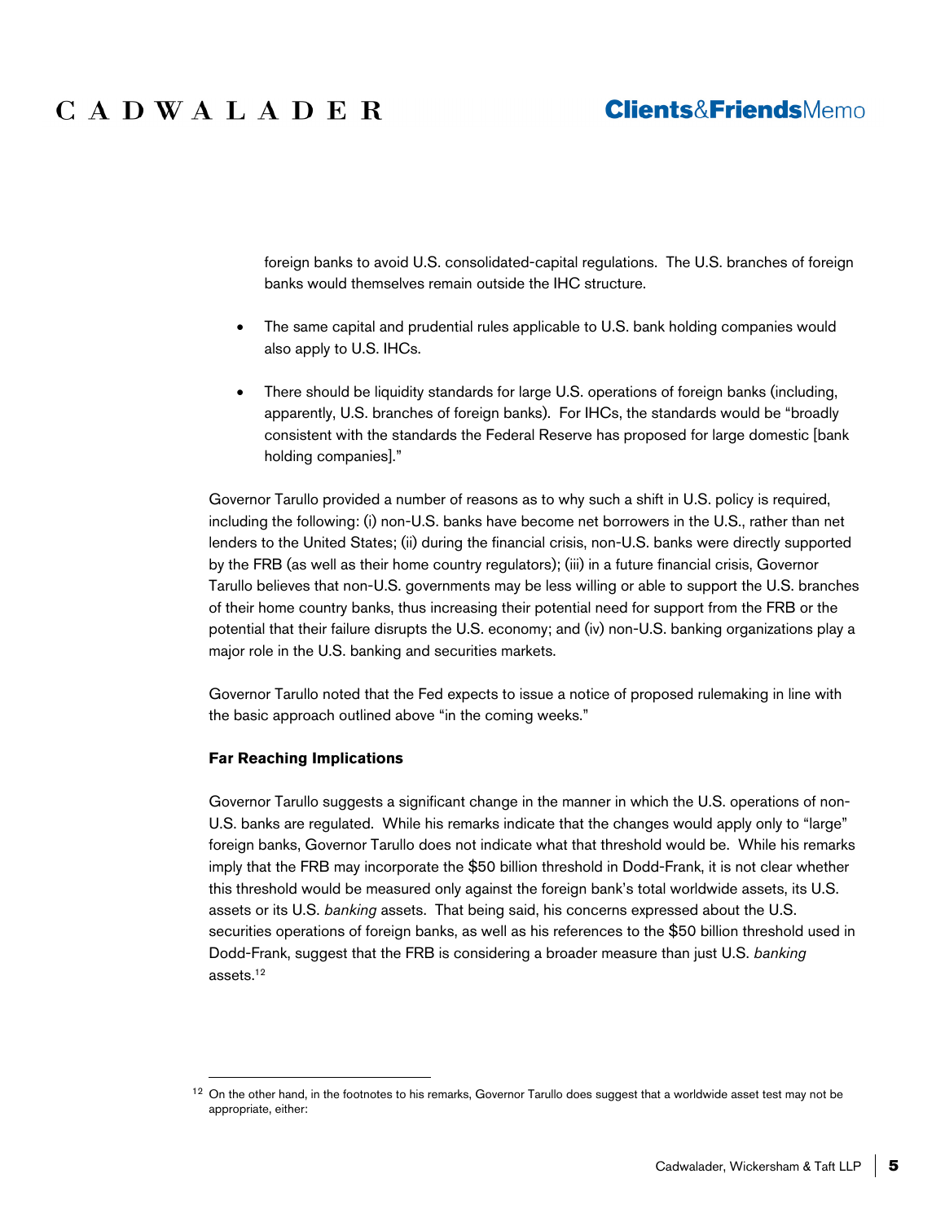foreign banks to avoid U.S. consolidated-capital regulations. The U.S. branches of foreign banks would themselves remain outside the IHC structure.

- The same capital and prudential rules applicable to U.S. bank holding companies would also apply to U.S. IHCs.

- There should be liquidity standards for large U.S. operations of foreign banks (including, apparently, U.S. branches of foreign banks). For IHCs, the standards would be "broadly consistent with the standards the Federal Reserve has proposed for large domestic [bank holding companies]."

Governor Tarullo provided a number of reasons as to why such a shift in U.S. policy is required, including the following: (i) non-U.S. banks have become net borrowers in the U.S., rather than net lenders to the United States; (ii) during the financial crisis, non-U.S. banks were directly supported by the FRB (as well as their home country regulators); (iii) in a future financial crisis, Governor Tarullo believes that non-U.S. governments may be less willing or able to support the U.S. branches of their home country banks, thus increasing their potential need for support from the FRB or the potential that their failure disrupts the U.S. economy; and (iv) non-U.S. banking organizations play a major role in the U.S. banking and securities markets.

Governor Tarullo noted that the Fed expects to issue a notice of proposed rulemaking in line with the basic approach outlined above "in the coming weeks."

**Far Reaching Implications**

Governor Tarullo suggests a significant change in the manner in which the U.S. operations of non-U.S. banks are regulated. While his remarks indicate that the changes would apply only to "large" foreign banks, Governor Tarullo does not indicate what that threshold would be. While his remarks imply that the FRB may incorporate the $50 billion threshold in Dodd-Frank, it is not clear whether this threshold would be measured only against the foreign bank's total worldwide assets, its U.S. assets or its U.S. *banking* assets. That being said, his concerns expressed about the U.S. securities operations of foreign banks, as well as his references to the $50 billion threshold used in Dodd-Frank, suggest that the FRB is considering a broader measure than just U.S. *banking* assets.[12]

[12] On the other hand, in the footnotes to his remarks, Governor Tarullo does suggest that a worldwide asset test may not be appropriate, either: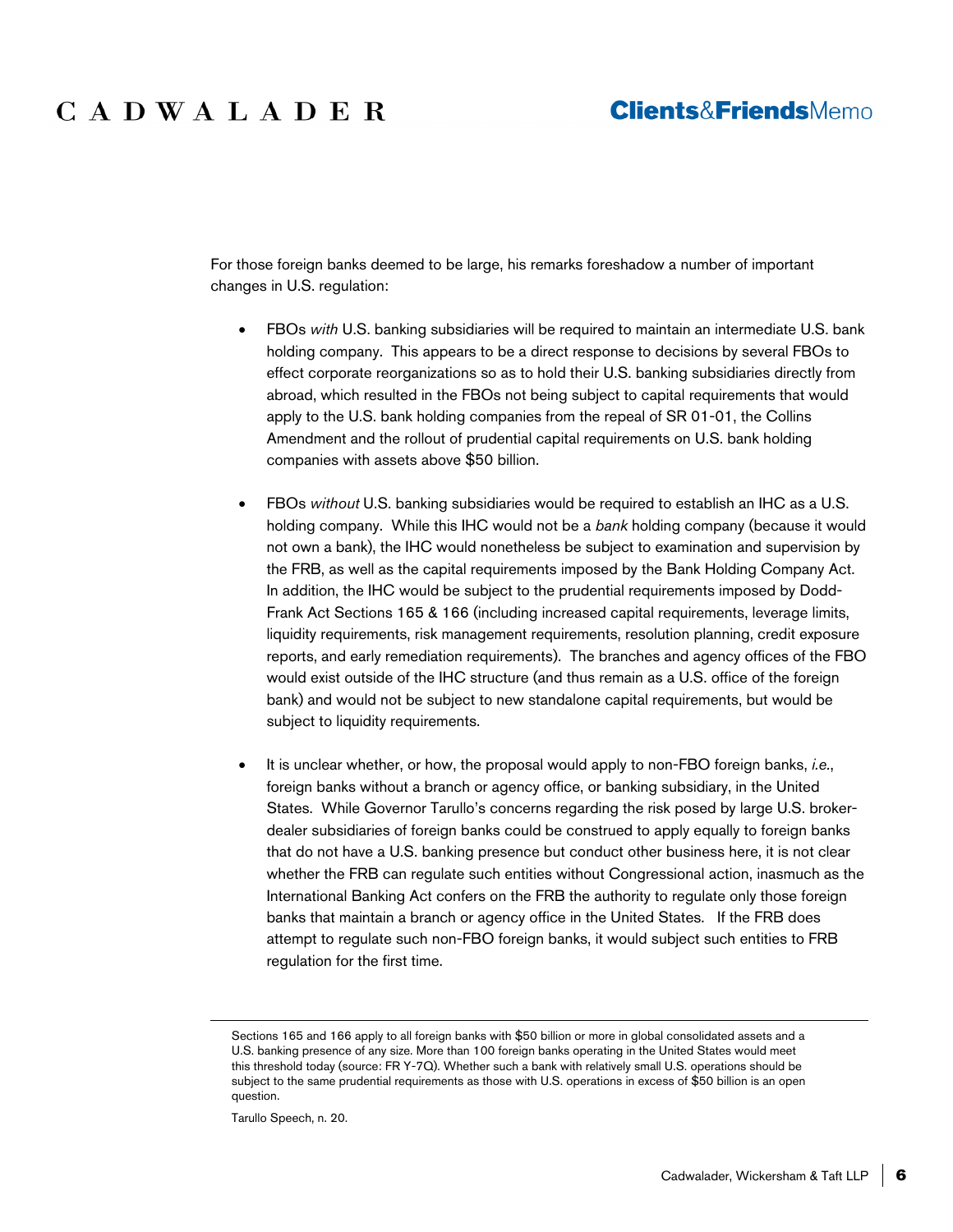For those foreign banks deemed to be large, his remarks foreshadow a number of important changes in U.S. regulation:

- FBOs *with* U.S. banking subsidiaries will be required to maintain an intermediate U.S. bank holding company. This appears to be a direct response to decisions by several FBOs to effect corporate reorganizations so as to hold their U.S. banking subsidiaries directly from abroad, which resulted in the FBOs not being subject to capital requirements that would apply to the U.S. bank holding companies from the repeal of SR 01-01, the Collins Amendment and the rollout of prudential capital requirements on U.S. bank holding companies with assets above $50 billion.

- FBOs *without* U.S. banking subsidiaries would be required to establish an IHC as a U.S. holding company. While this IHC would not be a *bank* holding company (because it would not own a bank), the IHC would nonetheless be subject to examination and supervision by the FRB, as well as the capital requirements imposed by the Bank Holding Company Act. In addition, the IHC would be subject to the prudential requirements imposed by Dodd-Frank Act Sections 165 & 166 (including increased capital requirements, leverage limits, liquidity requirements, risk management requirements, resolution planning, credit exposure reports, and early remediation requirements). The branches and agency offices of the FBO would exist outside of the IHC structure (and thus remain as a U.S. office of the foreign bank) and would not be subject to new standalone capital requirements, but would be subject to liquidity requirements.

- It is unclear whether, or how, the proposal would apply to non-FBO foreign banks, *i.e.*, foreign banks without a branch or agency office, or banking subsidiary, in the United States. While Governor Tarullo's concerns regarding the risk posed by large U.S. broker-dealer subsidiaries of foreign banks could be construed to apply equally to foreign banks that do not have a U.S. banking presence but conduct other business here, it is not clear whether the FRB can regulate such entities without Congressional action, inasmuch as the International Banking Act confers on the FRB the authority to regulate only those foreign banks that maintain a branch or agency office in the United States. If the FRB does attempt to regulate such non-FBO foreign banks, it would subject such entities to FRB regulation for the first time.

---

Sections 165 and 166 apply to all foreign banks with $50 billion or more in global consolidated assets and a U.S. banking presence of any size. More than 100 foreign banks operating in the United States would meet this threshold today (source: FR Y-7Q). Whether such a bank with relatively small U.S. operations should be subject to the same prudential requirements as those with U.S. operations in excess of $50 billion is an open question.

Tarullo Speech, n. 20.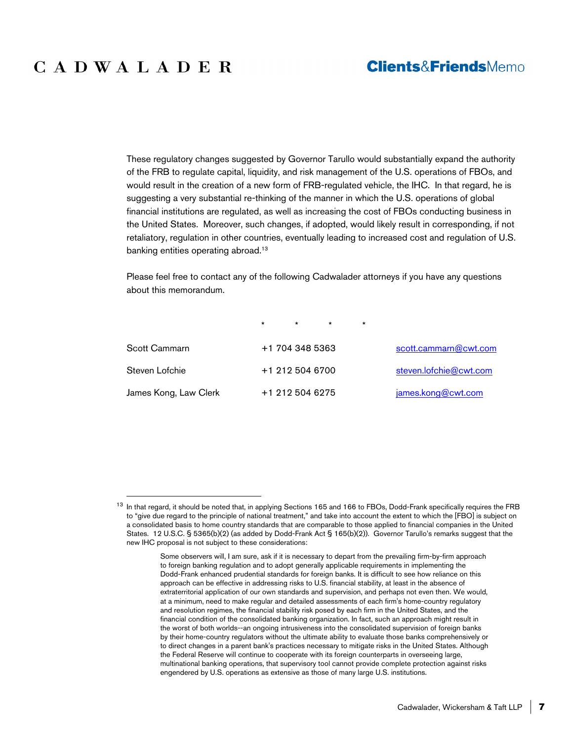These regulatory changes suggested by Governor Tarullo would substantially expand the authority of the FRB to regulate capital, liquidity, and risk management of the U.S. operations of FBOs, and would result in the creation of a new form of FRB-regulated vehicle, the IHC. In that regard, he is suggesting a very substantial re-thinking of the manner in which the U.S. operations of global financial institutions are regulated, as well as increasing the cost of FBOs conducting business in the United States. Moreover, such changes, if adopted, would likely result in corresponding, if not retaliatory, regulation in other countries, eventually leading to increased cost and regulation of U.S. banking entities operating abroad.[13]

Please feel free to contact any of the following Cadwalader attorneys if you have any questions about this memorandum.

\* \* \* \*

| | | |
|---|---|---|
| Scott Cammarn | +1 704 348 5363 | scott.cammarn@cwt.com |
| Steven Lofchie | +1 212 504 6700 | steven.lofchie@cwt.com |
| James Kong, Law Clerk | +1 212 504 6275 | james.kong@cwt.com |

---

[13] In that regard, it should be noted that, in applying Sections 165 and 166 to FBOs, Dodd-Frank specifically requires the FRB to "give due regard to the principle of national treatment," and take into account the extent to which the [FBO] is subject on a consolidated basis to home country standards that are comparable to those applied to financial companies in the United States. 12 U.S.C. § 5365(b)(2) (as added by Dodd-Frank Act § 165(b)(2)). Governor Tarullo's remarks suggest that the new IHC proposal is not subject to these considerations:

> Some observers will, I am sure, ask if it is necessary to depart from the prevailing firm-by-firm approach to foreign banking regulation and to adopt generally applicable requirements in implementing the Dodd-Frank enhanced prudential standards for foreign banks. It is difficult to see how reliance on this approach can be effective in addressing risks to U.S. financial stability, at least in the absence of extraterritorial application of our own standards and supervision, and perhaps not even then. We would, at a minimum, need to make regular and detailed assessments of each firm's home-country regulatory and resolution regimes, the financial stability risk posed by each firm in the United States, and the financial condition of the consolidated banking organization. In fact, such an approach might result in the worst of both worlds--an ongoing intrusiveness into the consolidated supervision of foreign banks by their home-country regulators without the ultimate ability to evaluate those banks comprehensively or to direct changes in a parent bank's practices necessary to mitigate risks in the United States. Although the Federal Reserve will continue to cooperate with its foreign counterparts in overseeing large, multinational banking operations, that supervisory tool cannot provide complete protection against risks engendered by U.S. operations as extensive as those of many large U.S. institutions.